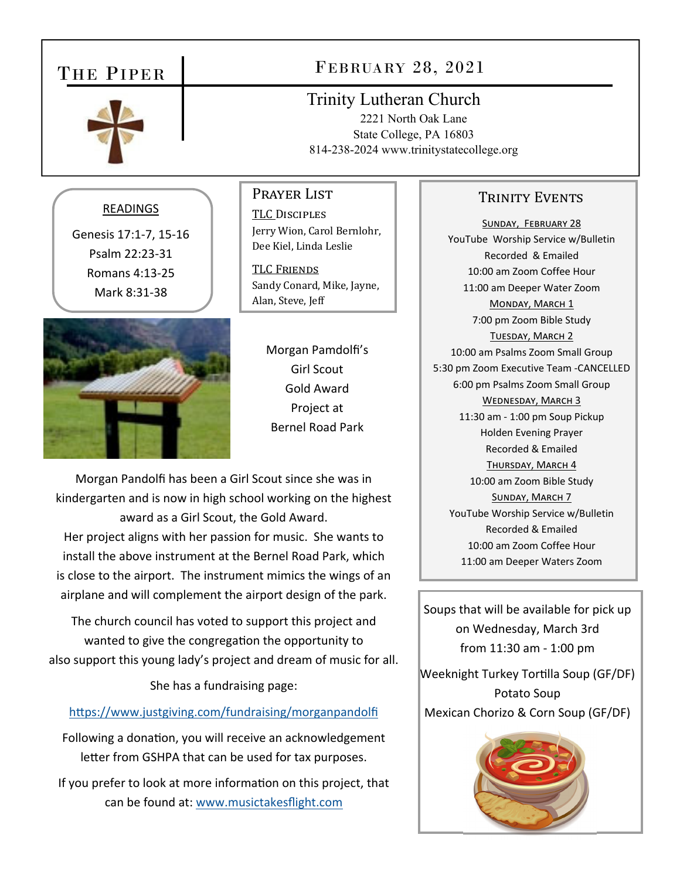# The Piper

## February 28, 2021

Trinity Lutheran Church
2221 North Oak Lane
State College, PA 16803
814-238-2024 www.trinitystatecollege.org

### READINGS

Genesis 17:1-7, 15-16
Psalm 22:23-31
Romans 4:13-25
Mark 8:31-38

### Prayer List

**TLC Disciples**
Jerry Wion, Carol Bernlohr, Dee Kiel, Linda Leslie

**TLC Friends**
Sandy Conard, Mike, Jayne, Alan, Steve, Jeff

### Morgan Pamdolfi's Girl Scout Gold Award Project at Bernel Road Park

Morgan Pandolfi has been a Girl Scout since she was in kindergarten and is now in high school working on the highest award as a Girl Scout, the Gold Award.
Her project aligns with her passion for music. She wants to install the above instrument at the Bernel Road Park, which is close to the airport. The instrument mimics the wings of an airplane and will complement the airport design of the park.

The church council has voted to support this project and wanted to give the congregation the opportunity to also support this young lady's project and dream of music for all.

She has a fundraising page:

https://www.justgiving.com/fundraising/morganpandolfi

Following a donation, you will receive an acknowledgement letter from GSHPA that can be used for tax purposes.

If you prefer to look at more information on this project, that can be found at: www.musictakesflight.com

### Trinity Events

**Sunday, February 28**
YouTube Worship Service w/Bulletin
Recorded & Emailed
10:00 am Zoom Coffee Hour
11:00 am Deeper Water Zoom

**Monday, March 1**
7:00 pm Zoom Bible Study

**Tuesday, March 2**
10:00 am Psalms Zoom Small Group
5:30 pm Zoom Executive Team -CANCELLED
6:00 pm Psalms Zoom Small Group

**Wednesday, March 3**
11:30 am - 1:00 pm Soup Pickup
Holden Evening Prayer
Recorded & Emailed

**Thursday, March 4**
10:00 am Zoom Bible Study

**Sunday, March 7**
YouTube Worship Service w/Bulletin
Recorded & Emailed
10:00 am Zoom Coffee Hour
11:00 am Deeper Waters Zoom

Soups that will be available for pick up on Wednesday, March 3rd from 11:30 am - 1:00 pm

Weeknight Turkey Tortilla Soup (GF/DF)
Potato Soup
Mexican Chorizo & Corn Soup (GF/DF)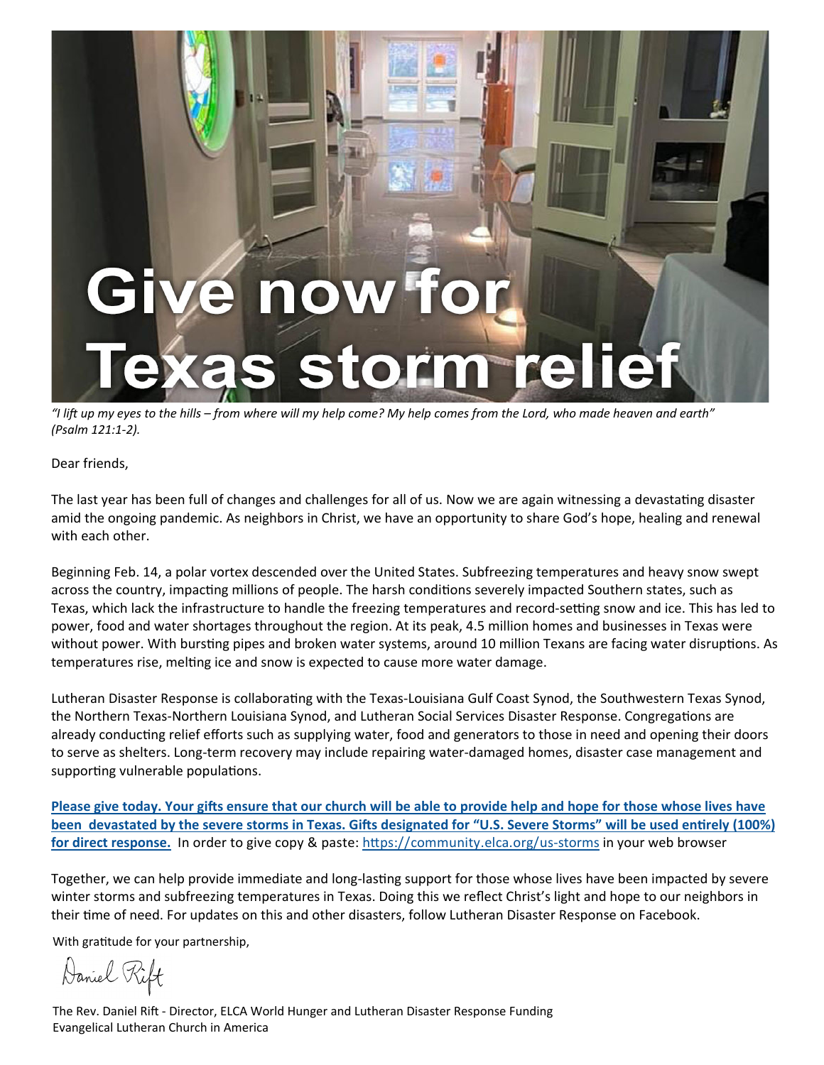# Give now for Texas storm relief

*"I lift up my eyes to the hills – from where will my help come? My help comes from the Lord, who made heaven and earth" (Psalm 121:1-2).*

Dear friends,

The last year has been full of changes and challenges for all of us. Now we are again witnessing a devastating disaster amid the ongoing pandemic. As neighbors in Christ, we have an opportunity to share God's hope, healing and renewal with each other.

Beginning Feb. 14, a polar vortex descended over the United States. Subfreezing temperatures and heavy snow swept across the country, impacting millions of people. The harsh conditions severely impacted Southern states, such as Texas, which lack the infrastructure to handle the freezing temperatures and record-setting snow and ice. This has led to power, food and water shortages throughout the region. At its peak, 4.5 million homes and businesses in Texas were without power. With bursting pipes and broken water systems, around 10 million Texans are facing water disruptions. As temperatures rise, melting ice and snow is expected to cause more water damage.

Lutheran Disaster Response is collaborating with the Texas-Louisiana Gulf Coast Synod, the Southwestern Texas Synod, the Northern Texas-Northern Louisiana Synod, and Lutheran Social Services Disaster Response. Congregations are already conducting relief efforts such as supplying water, food and generators to those in need and opening their doors to serve as shelters. Long-term recovery may include repairing water-damaged homes, disaster case management and supporting vulnerable populations.

**Please give today. Your gifts ensure that our church will be able to provide help and hope for those whose lives have been devastated by the severe storms in Texas. Gifts designated for "U.S. Severe Storms" will be used entirely (100%) for direct response.** In order to give copy & paste: https://community.elca.org/us-storms in your web browser

Together, we can help provide immediate and long-lasting support for those whose lives have been impacted by severe winter storms and subfreezing temperatures in Texas. Doing this we reflect Christ's light and hope to our neighbors in their time of need. For updates on this and other disasters, follow Lutheran Disaster Response on Facebook.

With gratitude for your partnership,

Daniel Rift

The Rev. Daniel Rift - Director, ELCA World Hunger and Lutheran Disaster Response Funding
Evangelical Lutheran Church in America